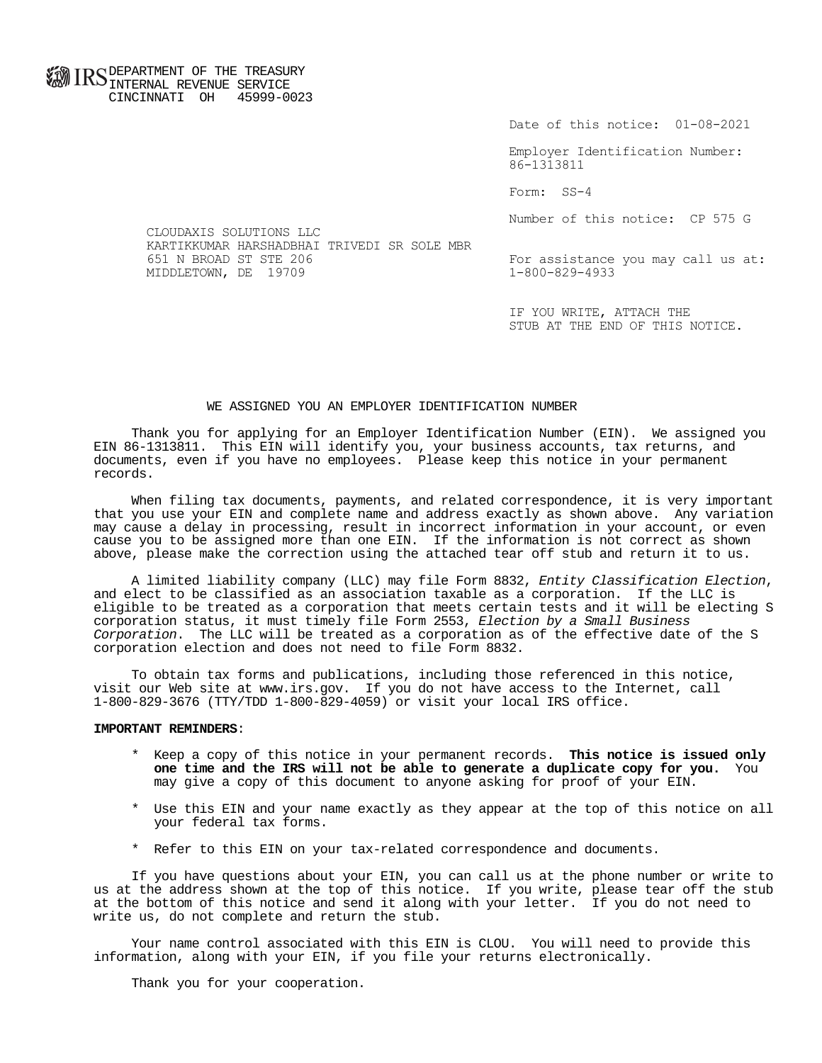IRS DEPARTMENT OF THE TREASURY
INTERNAL REVENUE SERVICE
CINCINNATI OH 45999-0023

Date of this notice: 01-08-2021

Employer Identification Number:
86-1313811

Form: SS-4

Number of this notice: CP 575 G

CLOUDAXIS SOLUTIONS LLC
KARTIKKUMAR HARSHADBHAI TRIVEDI SR SOLE MBR
651 N BROAD ST STE 206
MIDDLETOWN, DE 19709

For assistance you may call us at:
1-800-829-4933

IF YOU WRITE, ATTACH THE
STUB AT THE END OF THIS NOTICE.

## WE ASSIGNED YOU AN EMPLOYER IDENTIFICATION NUMBER

Thank you for applying for an Employer Identification Number (EIN). We assigned you EIN 86-1313811. This EIN will identify you, your business accounts, tax returns, and documents, even if you have no employees. Please keep this notice in your permanent records.

When filing tax documents, payments, and related correspondence, it is very important that you use your EIN and complete name and address exactly as shown above. Any variation may cause a delay in processing, result in incorrect information in your account, or even cause you to be assigned more than one EIN. If the information is not correct as shown above, please make the correction using the attached tear off stub and return it to us.

A limited liability company (LLC) may file Form 8832, *Entity Classification Election*, and elect to be classified as an association taxable as a corporation. If the LLC is eligible to be treated as a corporation that meets certain tests and it will be electing S corporation status, it must timely file Form 2553, *Election by a Small Business Corporation*. The LLC will be treated as a corporation as of the effective date of the S corporation election and does not need to file Form 8832.

To obtain tax forms and publications, including those referenced in this notice, visit our Web site at www.irs.gov. If you do not have access to the Internet, call 1-800-829-3676 (TTY/TDD 1-800-829-4059) or visit your local IRS office.

**IMPORTANT REMINDERS**:

* Keep a copy of this notice in your permanent records. **This notice is issued only one time and the IRS will not be able to generate a duplicate copy for you.** You may give a copy of this document to anyone asking for proof of your EIN.
* Use this EIN and your name exactly as they appear at the top of this notice on all your federal tax forms.
* Refer to this EIN on your tax-related correspondence and documents.

If you have questions about your EIN, you can call us at the phone number or write to us at the address shown at the top of this notice. If you write, please tear off the stub at the bottom of this notice and send it along with your letter. If you do not need to write us, do not complete and return the stub.

Your name control associated with this EIN is CLOU. You will need to provide this information, along with your EIN, if you file your returns electronically.

Thank you for your cooperation.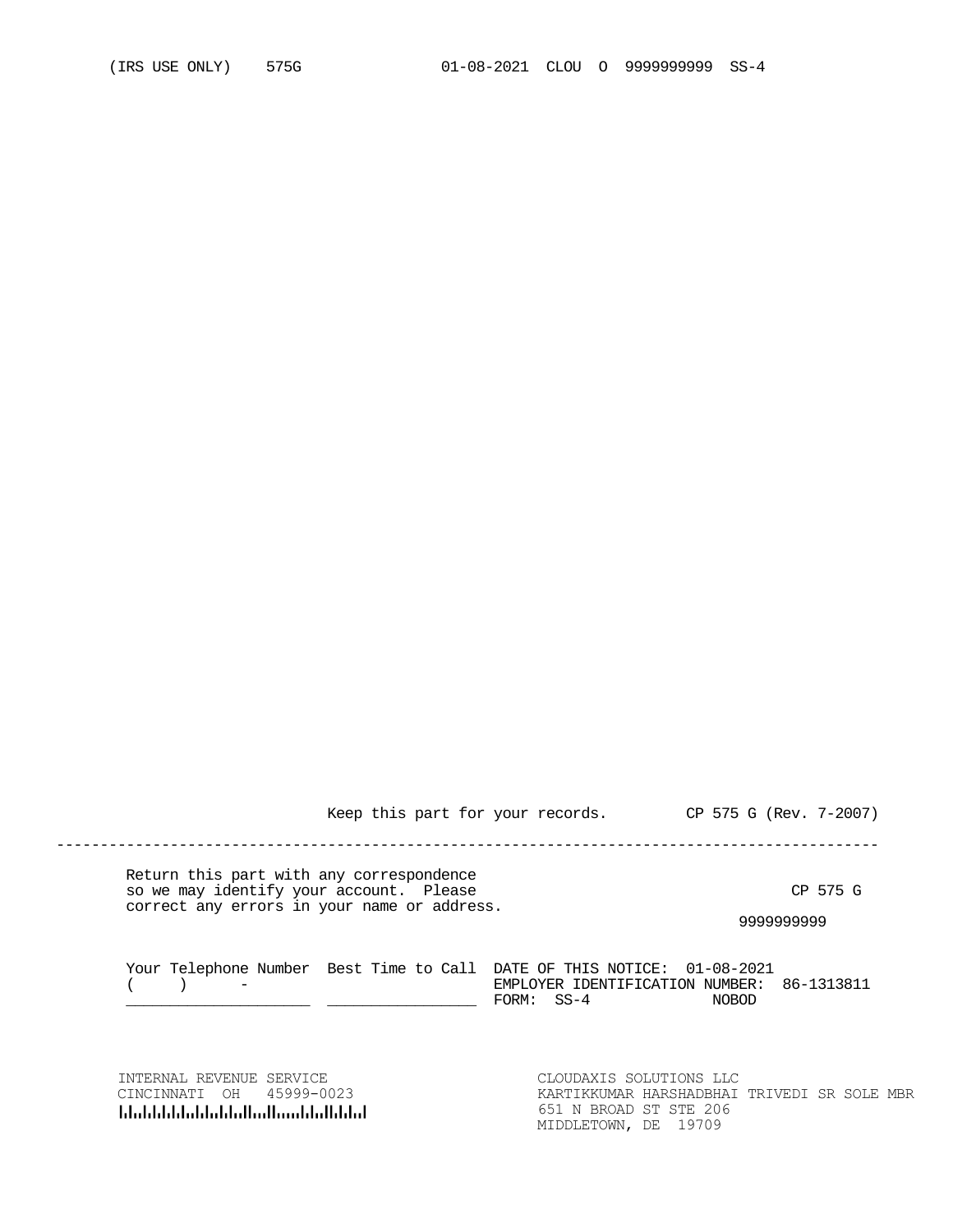(IRS USE ONLY) 575G 01-08-2021 CLOU O 9999999999 SS-4

Keep this part for your records. CP 575 G (Rev. 7-2007)

---

Return this part with any correspondence so we may identify your account. Please correct any errors in your name or address.

CP 575 G

9999999999

Your Telephone Number ( ) - ____________________

Best Time to Call ________________

DATE OF THIS NOTICE: 01-08-2021
EMPLOYER IDENTIFICATION NUMBER: 86-1313811
FORM: SS-4 NOBOD

INTERNAL REVENUE SERVICE
CINCINNATI OH 45999-0023

CLOUDAXIS SOLUTIONS LLC
KARTIKKUMAR HARSHADBHAI TRIVEDI SR SOLE MBR
651 N BROAD ST STE 206
MIDDLETOWN, DE 19709